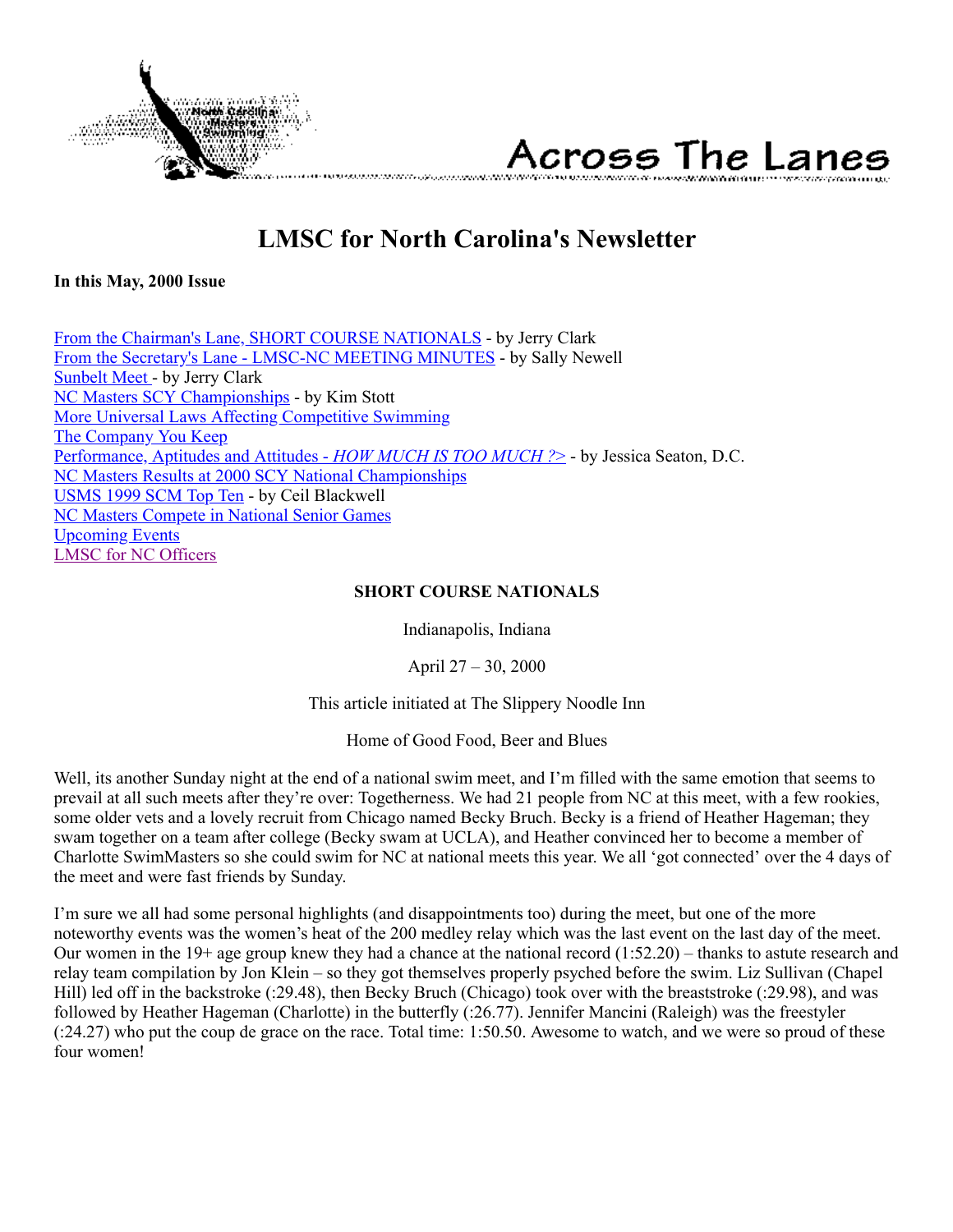# Across The Lanes

# LMSC for North Carolina's Newsletter

**In this May, 2000 Issue**

[From the Chairman's Lane, SHORT COURSE NATIONALS]() - by Jerry Clark
[From the Secretary's Lane - LMSC-NC MEETING MINUTES]() - by Sally Newell
[Sunbelt Meet ]()- by Jerry Clark
[NC Masters SCY Championships]() - by Kim Stott
[More Universal Laws Affecting Competitive Swimming]()
[The Company You Keep]()
[Performance, Aptitudes and Attitudes - *HOW MUCH IS TOO MUCH ?>*]() - by Jessica Seaton, D.C.
[NC Masters Results at 2000 SCY National Championships]()
[USMS 1999 SCM Top Ten]() - by Ceil Blackwell
[NC Masters Compete in National Senior Games]()
[Upcoming Events]()
[LMSC for NC Officers]()

**SHORT COURSE NATIONALS**

Indianapolis, Indiana

April 27 – 30, 2000

This article initiated at The Slippery Noodle Inn

Home of Good Food, Beer and Blues

Well, its another Sunday night at the end of a national swim meet, and I'm filled with the same emotion that seems to prevail at all such meets after they're over: Togetherness. We had 21 people from NC at this meet, with a few rookies, some older vets and a lovely recruit from Chicago named Becky Bruch. Becky is a friend of Heather Hageman; they swam together on a team after college (Becky swam at UCLA), and Heather convinced her to become a member of Charlotte SwimMasters so she could swim for NC at national meets this year. We all 'got connected' over the 4 days of the meet and were fast friends by Sunday.

I'm sure we all had some personal highlights (and disappointments too) during the meet, but one of the more noteworthy events was the women's heat of the 200 medley relay which was the last event on the last day of the meet. Our women in the 19+ age group knew they had a chance at the national record (1:52.20) – thanks to astute research and relay team compilation by Jon Klein – so they got themselves properly psyched before the swim. Liz Sullivan (Chapel Hill) led off in the backstroke (:29.48), then Becky Bruch (Chicago) took over with the breaststroke (:29.98), and was followed by Heather Hageman (Charlotte) in the butterfly (:26.77). Jennifer Mancini (Raleigh) was the freestyler (:24.27) who put the coup de grace on the race. Total time: 1:50.50. Awesome to watch, and we were so proud of these four women!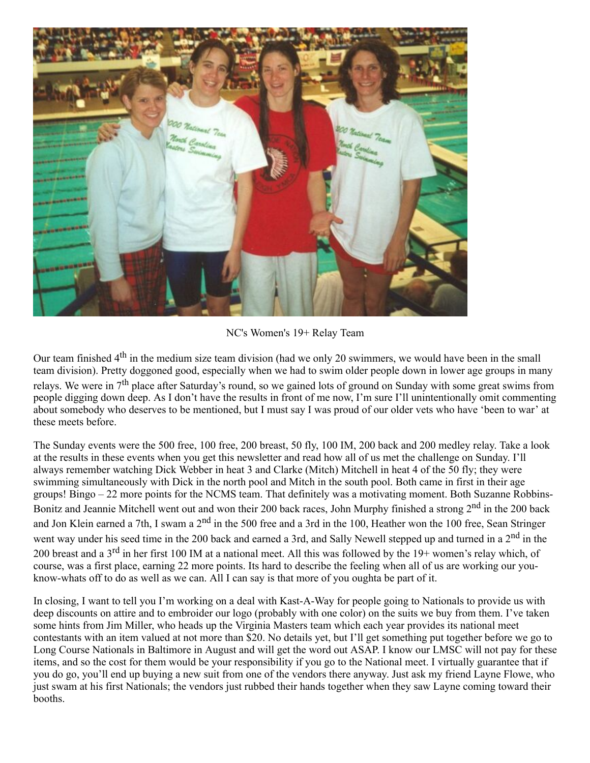NC's Women's 19+ Relay Team

Our team finished 4th in the medium size team division (had we only 20 swimmers, we would have been in the small team division). Pretty doggoned good, especially when we had to swim older people down in lower age groups in many relays. We were in 7th place after Saturday's round, so we gained lots of ground on Sunday with some great swims from people digging down deep. As I don't have the results in front of me now, I'm sure I'll unintentionally omit commenting about somebody who deserves to be mentioned, but I must say I was proud of our older vets who have 'been to war' at these meets before.

The Sunday events were the 500 free, 100 free, 200 breast, 50 fly, 100 IM, 200 back and 200 medley relay. Take a look at the results in these events when you get this newsletter and read how all of us met the challenge on Sunday. I'll always remember watching Dick Webber in heat 3 and Clarke (Mitch) Mitchell in heat 4 of the 50 fly; they were swimming simultaneously with Dick in the north pool and Mitch in the south pool. Both came in first in their age groups! Bingo – 22 more points for the NCMS team. That definitely was a motivating moment. Both Suzanne Robbins-Bonitz and Jeannie Mitchell went out and won their 200 back races, John Murphy finished a strong 2nd in the 200 back and Jon Klein earned a 7th, I swam a 2nd in the 500 free and a 3rd in the 100, Heather won the 100 free, Sean Stringer went way under his seed time in the 200 back and earned a 3rd, and Sally Newell stepped up and turned in a 2nd in the 200 breast and a 3rd in her first 100 IM at a national meet. All this was followed by the 19+ women's relay which, of course, was a first place, earning 22 more points. Its hard to describe the feeling when all of us are working our you-know-whats off to do as well as we can. All I can say is that more of you oughta be part of it.

In closing, I want to tell you I'm working on a deal with Kast-A-Way for people going to Nationals to provide us with deep discounts on attire and to embroider our logo (probably with one color) on the suits we buy from them. I've taken some hints from Jim Miller, who heads up the Virginia Masters team which each year provides its national meet contestants with an item valued at not more than $20. No details yet, but I'll get something put together before we go to Long Course Nationals in Baltimore in August and will get the word out ASAP. I know our LMSC will not pay for these items, and so the cost for them would be your responsibility if you go to the National meet. I virtually guarantee that if you do go, you'll end up buying a new suit from one of the vendors there anyway. Just ask my friend Layne Flowe, who just swam at his first Nationals; the vendors just rubbed their hands together when they saw Layne coming toward their booths.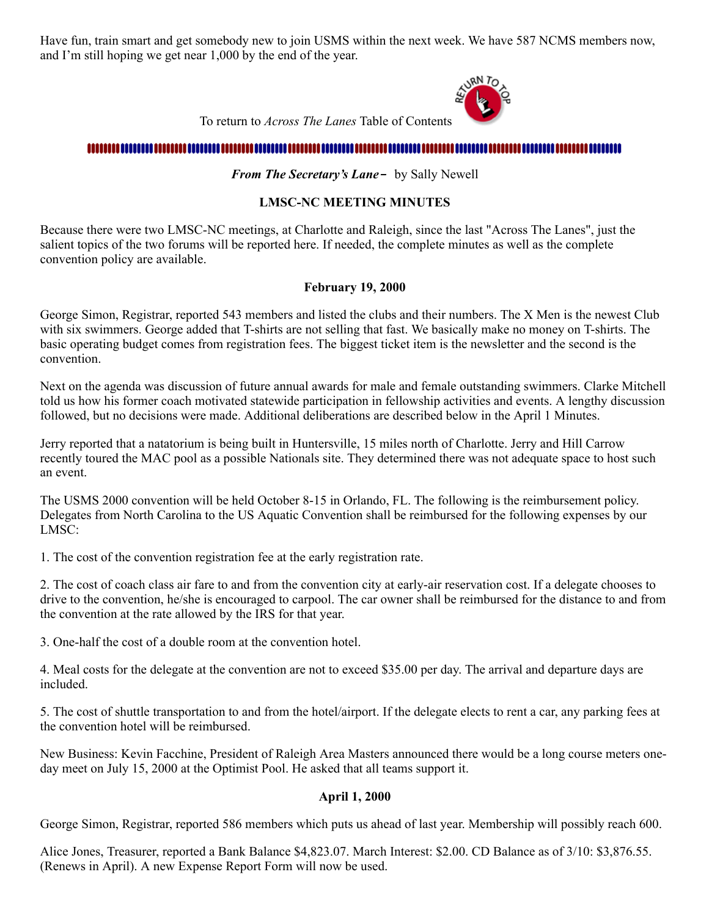Have fun, train smart and get somebody new to join USMS within the next week. We have 587 NCMS members now, and I'm still hoping we get near 1,000 by the end of the year.

To return to *Across The Lanes* Table of Contents

***From The Secretary's Lane*** – by Sally Newell

**LMSC-NC MEETING MINUTES**

Because there were two LMSC-NC meetings, at Charlotte and Raleigh, since the last "Across The Lanes", just the salient topics of the two forums will be reported here. If needed, the complete minutes as well as the complete convention policy are available.

**February 19, 2000**

George Simon, Registrar, reported 543 members and listed the clubs and their numbers. The X Men is the newest Club with six swimmers. George added that T-shirts are not selling that fast. We basically make no money on T-shirts. The basic operating budget comes from registration fees. The biggest ticket item is the newsletter and the second is the convention.

Next on the agenda was discussion of future annual awards for male and female outstanding swimmers. Clarke Mitchell told us how his former coach motivated statewide participation in fellowship activities and events. A lengthy discussion followed, but no decisions were made. Additional deliberations are described below in the April 1 Minutes.

Jerry reported that a natatorium is being built in Huntersville, 15 miles north of Charlotte. Jerry and Hill Carrow recently toured the MAC pool as a possible Nationals site. They determined there was not adequate space to host such an event.

The USMS 2000 convention will be held October 8-15 in Orlando, FL. The following is the reimbursement policy. Delegates from North Carolina to the US Aquatic Convention shall be reimbursed for the following expenses by our LMSC:

1. The cost of the convention registration fee at the early registration rate.

2. The cost of coach class air fare to and from the convention city at early-air reservation cost. If a delegate chooses to drive to the convention, he/she is encouraged to carpool. The car owner shall be reimbursed for the distance to and from the convention at the rate allowed by the IRS for that year.

3. One-half the cost of a double room at the convention hotel.

4. Meal costs for the delegate at the convention are not to exceed $35.00 per day. The arrival and departure days are included.

5. The cost of shuttle transportation to and from the hotel/airport. If the delegate elects to rent a car, any parking fees at the convention hotel will be reimbursed.

New Business: Kevin Facchine, President of Raleigh Area Masters announced there would be a long course meters one-day meet on July 15, 2000 at the Optimist Pool. He asked that all teams support it.

**April 1, 2000**

George Simon, Registrar, reported 586 members which puts us ahead of last year. Membership will possibly reach 600.

Alice Jones, Treasurer, reported a Bank Balance $4,823.07. March Interest: $2.00. CD Balance as of 3/10: $3,876.55. (Renews in April). A new Expense Report Form will now be used.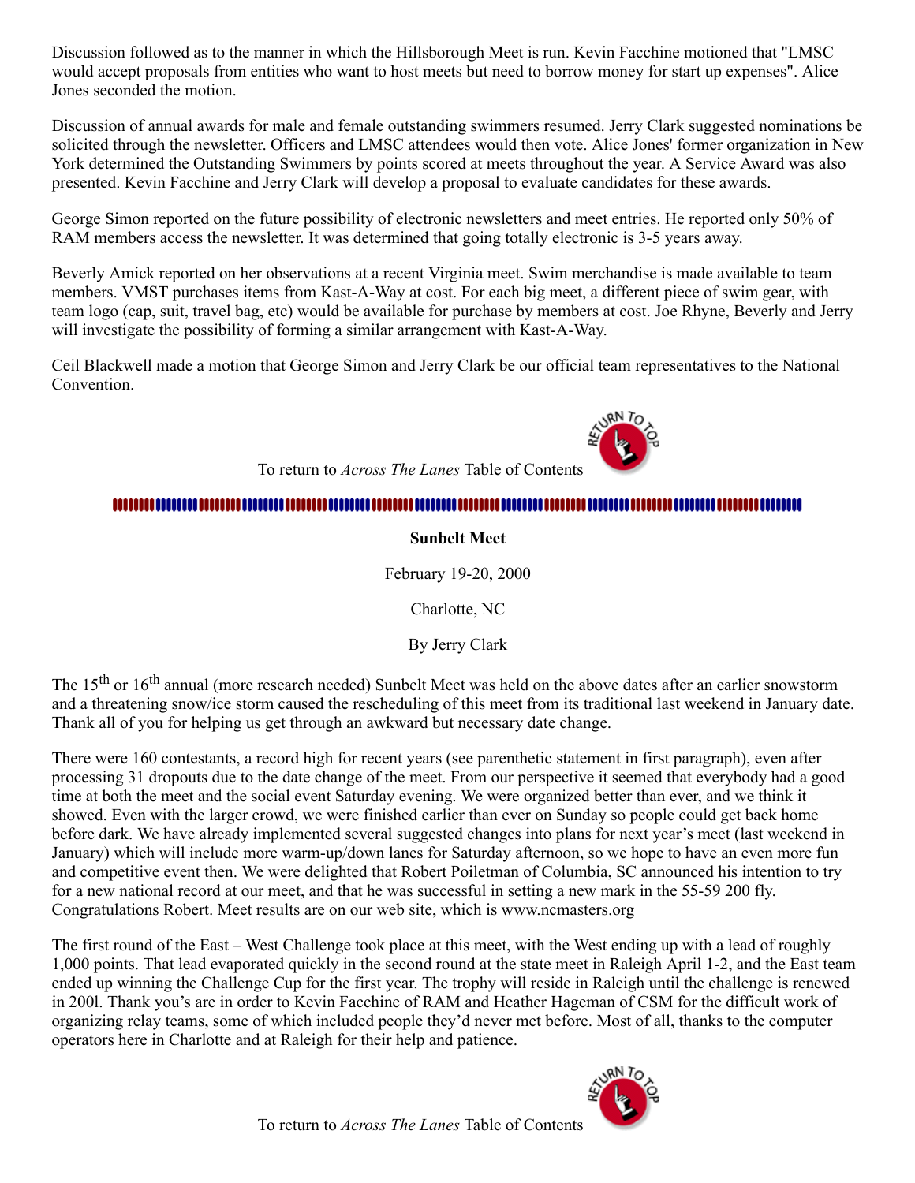Discussion followed as to the manner in which the Hillsborough Meet is run. Kevin Facchine motioned that "LMSC would accept proposals from entities who want to host meets but need to borrow money for start up expenses". Alice Jones seconded the motion.

Discussion of annual awards for male and female outstanding swimmers resumed. Jerry Clark suggested nominations be solicited through the newsletter. Officers and LMSC attendees would then vote. Alice Jones' former organization in New York determined the Outstanding Swimmers by points scored at meets throughout the year. A Service Award was also presented. Kevin Facchine and Jerry Clark will develop a proposal to evaluate candidates for these awards.

George Simon reported on the future possibility of electronic newsletters and meet entries. He reported only 50% of RAM members access the newsletter. It was determined that going totally electronic is 3-5 years away.

Beverly Amick reported on her observations at a recent Virginia meet. Swim merchandise is made available to team members. VMST purchases items from Kast-A-Way at cost. For each big meet, a different piece of swim gear, with team logo (cap, suit, travel bag, etc) would be available for purchase by members at cost. Joe Rhyne, Beverly and Jerry will investigate the possibility of forming a similar arrangement with Kast-A-Way.

Ceil Blackwell made a motion that George Simon and Jerry Clark be our official team representatives to the National Convention.

To return to *Across The Lanes* Table of Contents

---

**Sunbelt Meet**

February 19-20, 2000

Charlotte, NC

By Jerry Clark

The 15th or 16th annual (more research needed) Sunbelt Meet was held on the above dates after an earlier snowstorm and a threatening snow/ice storm caused the rescheduling of this meet from its traditional last weekend in January date. Thank all of you for helping us get through an awkward but necessary date change.

There were 160 contestants, a record high for recent years (see parenthetic statement in first paragraph), even after processing 31 dropouts due to the date change of the meet. From our perspective it seemed that everybody had a good time at both the meet and the social event Saturday evening. We were organized better than ever, and we think it showed. Even with the larger crowd, we were finished earlier than ever on Sunday so people could get back home before dark. We have already implemented several suggested changes into plans for next year's meet (last weekend in January) which will include more warm-up/down lanes for Saturday afternoon, so we hope to have an even more fun and competitive event then. We were delighted that Robert Poiletman of Columbia, SC announced his intention to try for a new national record at our meet, and that he was successful in setting a new mark in the 55-59 200 fly. Congratulations Robert. Meet results are on our web site, which is www.ncmasters.org

The first round of the East – West Challenge took place at this meet, with the West ending up with a lead of roughly 1,000 points. That lead evaporated quickly in the second round at the state meet in Raleigh April 1-2, and the East team ended up winning the Challenge Cup for the first year. The trophy will reside in Raleigh until the challenge is renewed in 200l. Thank you's are in order to Kevin Facchine of RAM and Heather Hageman of CSM for the difficult work of organizing relay teams, some of which included people they'd never met before. Most of all, thanks to the computer operators here in Charlotte and at Raleigh for their help and patience.

To return to *Across The Lanes* Table of Contents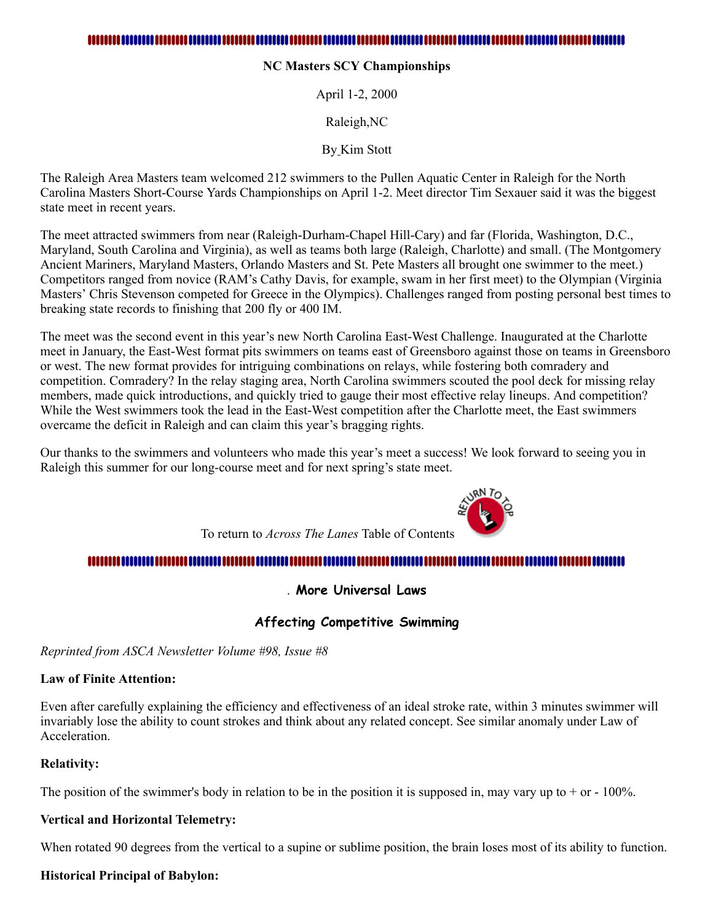**NC Masters SCY Championships**

April 1-2, 2000

Raleigh,NC

By Kim Stott

The Raleigh Area Masters team welcomed 212 swimmers to the Pullen Aquatic Center in Raleigh for the North Carolina Masters Short-Course Yards Championships on April 1-2. Meet director Tim Sexauer said it was the biggest state meet in recent years.

The meet attracted swimmers from near (Raleigh-Durham-Chapel Hill-Cary) and far (Florida, Washington, D.C., Maryland, South Carolina and Virginia), as well as teams both large (Raleigh, Charlotte) and small. (The Montgomery Ancient Mariners, Maryland Masters, Orlando Masters and St. Pete Masters all brought one swimmer to the meet.) Competitors ranged from novice (RAM's Cathy Davis, for example, swam in her first meet) to the Olympian (Virginia Masters' Chris Stevenson competed for Greece in the Olympics). Challenges ranged from posting personal best times to breaking state records to finishing that 200 fly or 400 IM.

The meet was the second event in this year's new North Carolina East-West Challenge. Inaugurated at the Charlotte meet in January, the East-West format pits swimmers on teams east of Greensboro against those on teams in Greensboro or west. The new format provides for intriguing combinations on relays, while fostering both comradery and competition. Comradery? In the relay staging area, North Carolina swimmers scouted the pool deck for missing relay members, made quick introductions, and quickly tried to gauge their most effective relay lineups. And competition? While the West swimmers took the lead in the East-West competition after the Charlotte meet, the East swimmers overcame the deficit in Raleigh and can claim this year's bragging rights.

Our thanks to the swimmers and volunteers who made this year's meet a success! We look forward to seeing you in Raleigh this summer for our long-course meet and for next spring's state meet.

To return to *Across The Lanes* Table of Contents

**. More Universal Laws**

**Affecting Competitive Swimming**

*Reprinted from ASCA Newsletter Volume #98, Issue #8*

**Law of Finite Attention:**

Even after carefully explaining the efficiency and effectiveness of an ideal stroke rate, within 3 minutes swimmer will invariably lose the ability to count strokes and think about any related concept. See similar anomaly under Law of Acceleration.

**Relativity:**

The position of the swimmer's body in relation to be in the position it is supposed in, may vary up to + or - 100%.

**Vertical and Horizontal Telemetry:**

When rotated 90 degrees from the vertical to a supine or sublime position, the brain loses most of its ability to function.

**Historical Principal of Babylon:**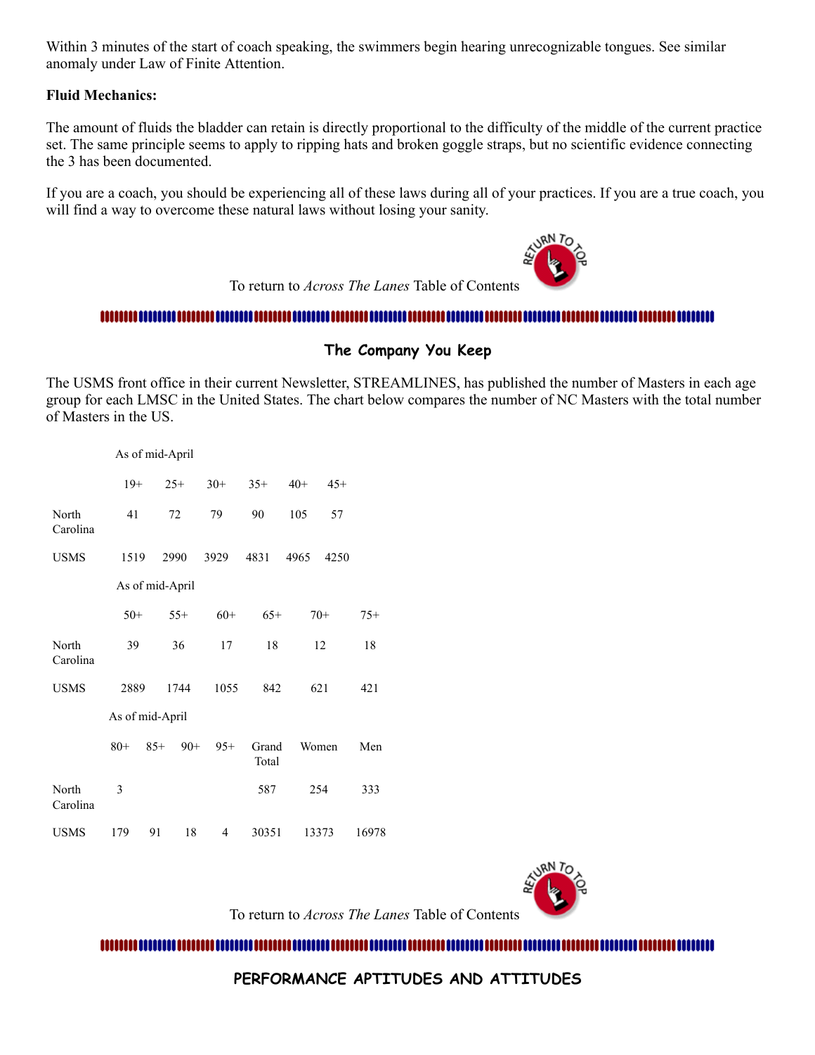Within 3 minutes of the start of coach speaking, the swimmers begin hearing unrecognizable tongues. See similar anomaly under Law of Finite Attention.

**Fluid Mechanics:**

The amount of fluids the bladder can retain is directly proportional to the difficulty of the middle of the current practice set. The same principle seems to apply to ripping hats and broken goggle straps, but no scientific evidence connecting the 3 has been documented.

If you are a coach, you should be experiencing all of these laws during all of your practices. If you are a true coach, you will find a way to overcome these natural laws without losing your sanity.

To return to *Across The Lanes* Table of Contents

## The Company You Keep

The USMS front office in their current Newsletter, STREAMLINES, has published the number of Masters in each age group for each LMSC in the United States. The chart below compares the number of NC Masters with the total number of Masters in the US.

| As of mid-April | 19+ | 25+ | 30+ | 35+ | 40+ | 45+ |
|---|---|---|---|---|---|---|
| North Carolina | 41 | 72 | 79 | 90 | 105 | 57 |
| USMS | 1519 | 2990 | 3929 | 4831 | 4965 | 4250 |

| As of mid-April | 50+ | 55+ | 60+ | 65+ | 70+ | 75+ |
|---|---|---|---|---|---|---|
| North Carolina | 39 | 36 | 17 | 18 | 12 | 18 |
| USMS | 2889 | 1744 | 1055 | 842 | 621 | 421 |

| As of mid-April | 80+ | 85+ | 90+ | 95+ | Grand Total | Women | Men |
|---|---|---|---|---|---|---|---|
| North Carolina | 3 | | | | 587 | 254 | 333 |
| USMS | 179 | 91 | 18 | 4 | 30351 | 13373 | 16978 |

To return to *Across The Lanes* Table of Contents

## PERFORMANCE APTITUDES AND ATTITUDES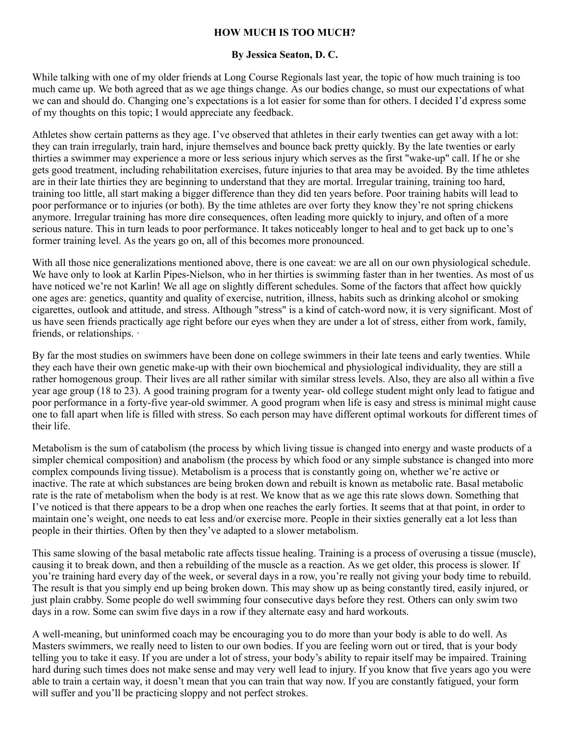# HOW MUCH IS TOO MUCH?

**By Jessica Seaton, D. C.**

While talking with one of my older friends at Long Course Regionals last year, the topic of how much training is too much came up. We both agreed that as we age things change. As our bodies change, so must our expectations of what we can and should do. Changing one's expectations is a lot easier for some than for others. I decided I'd express some of my thoughts on this topic; I would appreciate any feedback.

Athletes show certain patterns as they age. I've observed that athletes in their early twenties can get away with a lot: they can train irregularly, train hard, injure themselves and bounce back pretty quickly. By the late twenties or early thirties a swimmer may experience a more or less serious injury which serves as the first "wake-up" call. If he or she gets good treatment, including rehabilitation exercises, future injuries to that area may be avoided. By the time athletes are in their late thirties they are beginning to understand that they are mortal. Irregular training, training too hard, training too little, all start making a bigger difference than they did ten years before. Poor training habits will lead to poor performance or to injuries (or both). By the time athletes are over forty they know they're not spring chickens anymore. Irregular training has more dire consequences, often leading more quickly to injury, and often of a more serious nature. This in turn leads to poor performance. It takes noticeably longer to heal and to get back up to one's former training level. As the years go on, all of this becomes more pronounced.

With all those nice generalizations mentioned above, there is one caveat: we are all on our own physiological schedule. We have only to look at Karlin Pipes-Nielson, who in her thirties is swimming faster than in her twenties. As most of us have noticed we're not Karlin! We all age on slightly different schedules. Some of the factors that affect how quickly one ages are: genetics, quantity and quality of exercise, nutrition, illness, habits such as drinking alcohol or smoking cigarettes, outlook and attitude, and stress. Although "stress" is a kind of catch-word now, it is very significant. Most of us have seen friends practically age right before our eyes when they are under a lot of stress, either from work, family, friends, or relationships. ·

By far the most studies on swimmers have been done on college swimmers in their late teens and early twenties. While they each have their own genetic make-up with their own biochemical and physiological individuality, they are still a rather homogenous group. Their lives are all rather similar with similar stress levels. Also, they are also all within a five year age group (18 to 23). A good training program for a twenty year- old college student might only lead to fatigue and poor performance in a forty-five year-old swimmer. A good program when life is easy and stress is minimal might cause one to fall apart when life is filled with stress. So each person may have different optimal workouts for different times of their life.

Metabolism is the sum of catabolism (the process by which living tissue is changed into energy and waste products of a simpler chemical composition) and anabolism (the process by which food or any simple substance is changed into more complex compounds living tissue). Metabolism is a process that is constantly going on, whether we're active or inactive. The rate at which substances are being broken down and rebuilt is known as metabolic rate. Basal metabolic rate is the rate of metabolism when the body is at rest. We know that as we age this rate slows down. Something that I've noticed is that there appears to be a drop when one reaches the early forties. It seems that at that point, in order to maintain one's weight, one needs to eat less and/or exercise more. People in their sixties generally eat a lot less than people in their thirties. Often by then they've adapted to a slower metabolism.

This same slowing of the basal metabolic rate affects tissue healing. Training is a process of overusing a tissue (muscle), causing it to break down, and then a rebuilding of the muscle as a reaction. As we get older, this process is slower. If you're training hard every day of the week, or several days in a row, you're really not giving your body time to rebuild. The result is that you simply end up being broken down. This may show up as being constantly tired, easily injured, or just plain crabby. Some people do well swimming four consecutive days before they rest. Others can only swim two days in a row. Some can swim five days in a row if they alternate easy and hard workouts.

A well-meaning, but uninformed coach may be encouraging you to do more than your body is able to do well. As Masters swimmers, we really need to listen to our own bodies. If you are feeling worn out or tired, that is your body telling you to take it easy. If you are under a lot of stress, your body's ability to repair itself may be impaired. Training hard during such times does not make sense and may very well lead to injury. If you know that five years ago you were able to train a certain way, it doesn't mean that you can train that way now. If you are constantly fatigued, your form will suffer and you'll be practicing sloppy and not perfect strokes.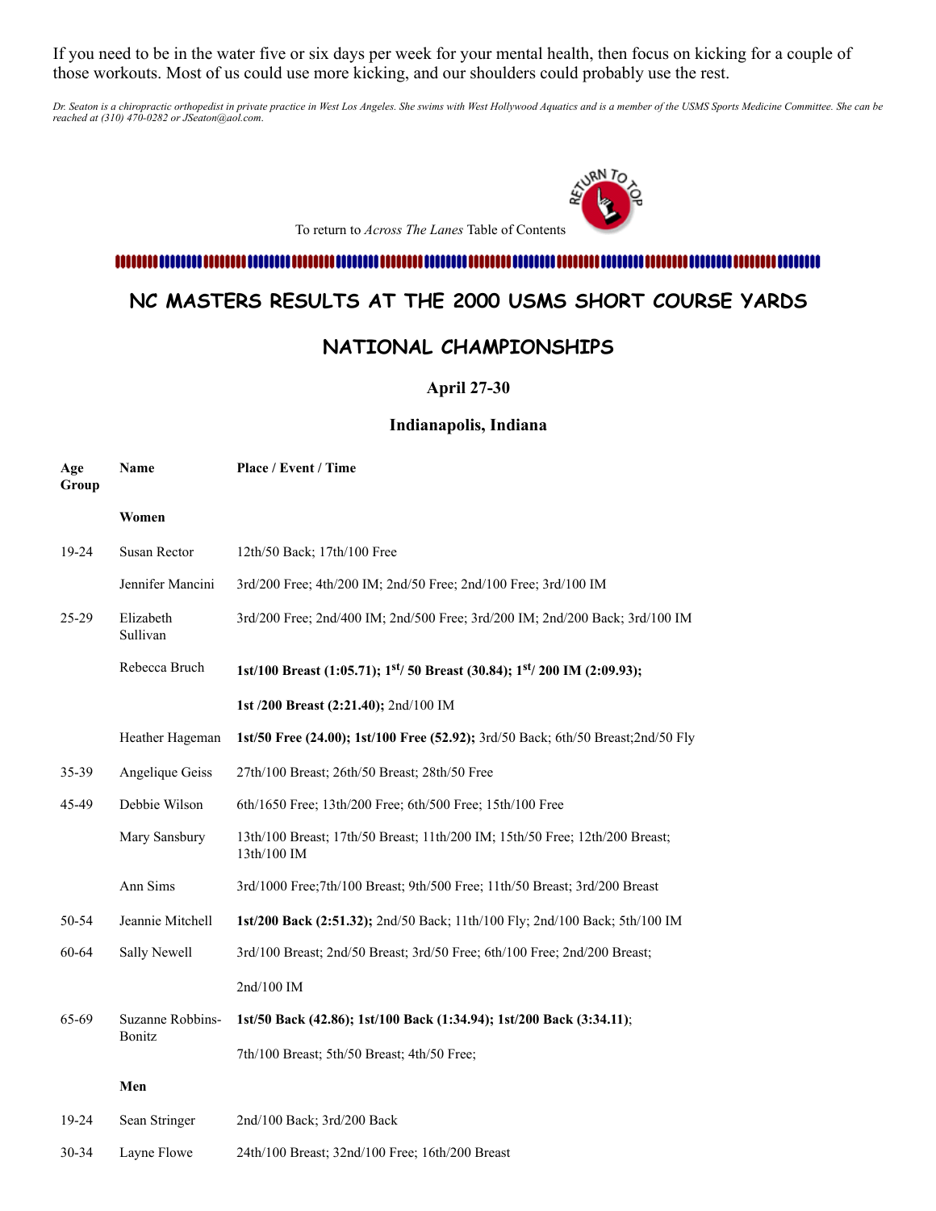If you need to be in the water five or six days per week for your mental health, then focus on kicking for a couple of those workouts. Most of us could use more kicking, and our shoulders could probably use the rest.

*Dr. Seaton is a chiropractic orthopedist in private practice in West Los Angeles. She swims with West Hollywood Aquatics and is a member of the USMS Sports Medicine Committee. She can be reached at (310) 470-0282 or JSeaton@aol.com.*

To return to *Across The Lanes* Table of Contents

## NC MASTERS RESULTS AT THE 2000 USMS SHORT COURSE YARDS NATIONAL CHAMPIONSHIPS

### April 27-30

### Indianapolis, Indiana

| Age Group | Name | Place / Event / Time |
|---|---|---|
| | **Women** | |
| 19-24 | Susan Rector | 12th/50 Back; 17th/100 Free |
| | Jennifer Mancini | 3rd/200 Free; 4th/200 IM; 2nd/50 Free; 2nd/100 Free; 3rd/100 IM |
| 25-29 | Elizabeth Sullivan | 3rd/200 Free; 2nd/400 IM; 2nd/500 Free; 3rd/200 IM; 2nd/200 Back; 3rd/100 IM |
| | Rebecca Bruch | **1st/100 Breast (1:05.71); 1st/ 50 Breast (30.84); 1st/ 200 IM (2:09.93); 1st /200 Breast (2:21.40);** 2nd/100 IM |
| | Heather Hageman | **1st/50 Free (24.00); 1st/100 Free (52.92);** 3rd/50 Back; 6th/50 Breast;2nd/50 Fly |
| 35-39 | Angelique Geiss | 27th/100 Breast; 26th/50 Breast; 28th/50 Free |
| 45-49 | Debbie Wilson | 6th/1650 Free; 13th/200 Free; 6th/500 Free; 15th/100 Free |
| | Mary Sansbury | 13th/100 Breast; 17th/50 Breast; 11th/200 IM; 15th/50 Free; 12th/200 Breast; 13th/100 IM |
| | Ann Sims | 3rd/1000 Free;7th/100 Breast; 9th/500 Free; 11th/50 Breast; 3rd/200 Breast |
| 50-54 | Jeannie Mitchell | **1st/200 Back (2:51.32);** 2nd/50 Back; 11th/100 Fly; 2nd/100 Back; 5th/100 IM |
| 60-64 | Sally Newell | 3rd/100 Breast; 2nd/50 Breast; 3rd/50 Free; 6th/100 Free; 2nd/200 Breast; 2nd/100 IM |
| 65-69 | Suzanne Robbins-Bonitz | **1st/50 Back (42.86); 1st/100 Back (1:34.94); 1st/200 Back (3:34.11)**; 7th/100 Breast; 5th/50 Breast; 4th/50 Free; |
| | **Men** | |
| 19-24 | Sean Stringer | 2nd/100 Back; 3rd/200 Back |
| 30-34 | Layne Flowe | 24th/100 Breast; 32nd/100 Free; 16th/200 Breast |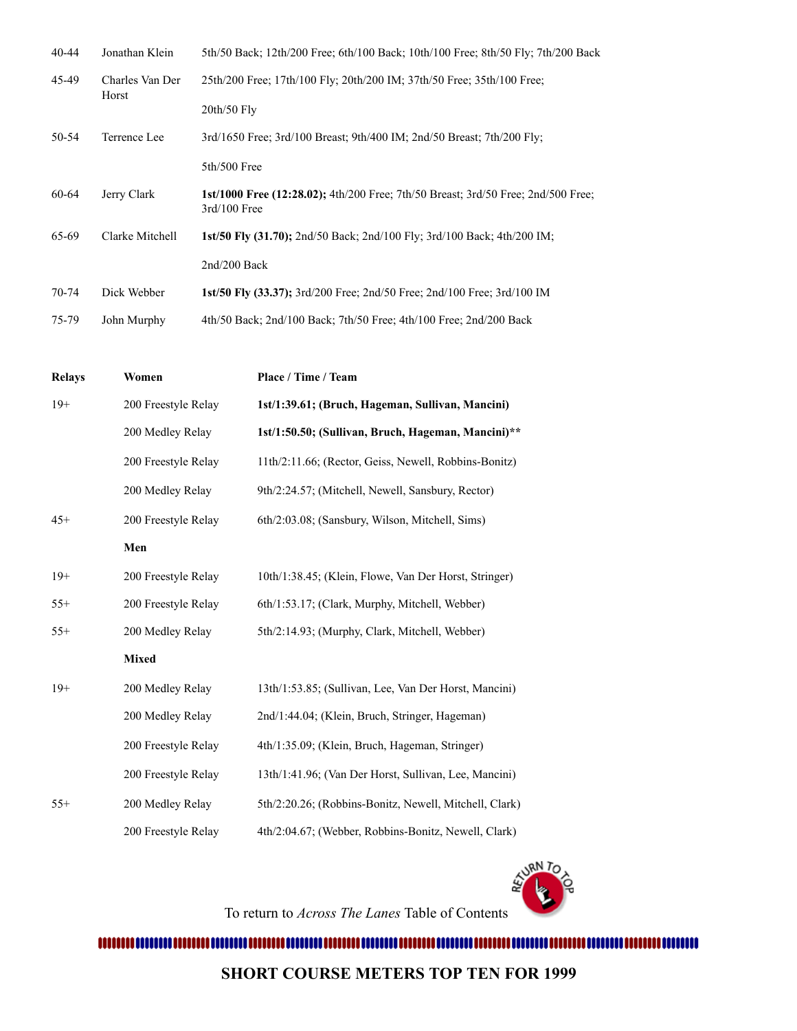| | | |
|---|---|---|
| 40-44 | Jonathan Klein | 5th/50 Back; 12th/200 Free; 6th/100 Back; 10th/100 Free; 8th/50 Fly; 7th/200 Back |
| 45-49 | Charles Van Der Horst | 25th/200 Free; 17th/100 Fly; 20th/200 IM; 37th/50 Free; 35th/100 Free; 20th/50 Fly |
| 50-54 | Terrence Lee | 3rd/1650 Free; 3rd/100 Breast; 9th/400 IM; 2nd/50 Breast; 7th/200 Fly; 5th/500 Free |
| 60-64 | Jerry Clark | **1st/1000 Free (12:28.02);** 4th/200 Free; 7th/50 Breast; 3rd/50 Free; 2nd/500 Free; 3rd/100 Free |
| 65-69 | Clarke Mitchell | **1st/50 Fly (31.70);** 2nd/50 Back; 2nd/100 Fly; 3rd/100 Back; 4th/200 IM; 2nd/200 Back |
| 70-74 | Dick Webber | **1st/50 Fly (33.37);** 3rd/200 Free; 2nd/50 Free; 2nd/100 Free; 3rd/100 IM |
| 75-79 | John Murphy | 4th/50 Back; 2nd/100 Back; 7th/50 Free; 4th/100 Free; 2nd/200 Back |

| **Relays** | **Women** | **Place / Time / Team** |
|---|---|---|
| 19+ | 200 Freestyle Relay | **1st/1:39.61; (Bruch, Hageman, Sullivan, Mancini)** |
| | 200 Medley Relay | **1st/1:50.50; (Sullivan, Bruch, Hageman, Mancini)\*\*** |
| | 200 Freestyle Relay | 11th/2:11.66; (Rector, Geiss, Newell, Robbins-Bonitz) |
| | 200 Medley Relay | 9th/2:24.57; (Mitchell, Newell, Sansbury, Rector) |
| 45+ | 200 Freestyle Relay | 6th/2:03.08; (Sansbury, Wilson, Mitchell, Sims) |
| | **Men** | |
| 19+ | 200 Freestyle Relay | 10th/1:38.45; (Klein, Flowe, Van Der Horst, Stringer) |
| 55+ | 200 Freestyle Relay | 6th/1:53.17; (Clark, Murphy, Mitchell, Webber) |
| 55+ | 200 Medley Relay | 5th/2:14.93; (Murphy, Clark, Mitchell, Webber) |
| | **Mixed** | |
| 19+ | 200 Medley Relay | 13th/1:53.85; (Sullivan, Lee, Van Der Horst, Mancini) |
| | 200 Medley Relay | 2nd/1:44.04; (Klein, Bruch, Stringer, Hageman) |
| | 200 Freestyle Relay | 4th/1:35.09; (Klein, Bruch, Hageman, Stringer) |
| | 200 Freestyle Relay | 13th/1:41.96; (Van Der Horst, Sullivan, Lee, Mancini) |
| 55+ | 200 Medley Relay | 5th/2:20.26; (Robbins-Bonitz, Newell, Mitchell, Clark) |
| | 200 Freestyle Relay | 4th/2:04.67; (Webber, Robbins-Bonitz, Newell, Clark) |

To return to *Across The Lanes* Table of Contents

## SHORT COURSE METERS TOP TEN FOR 1999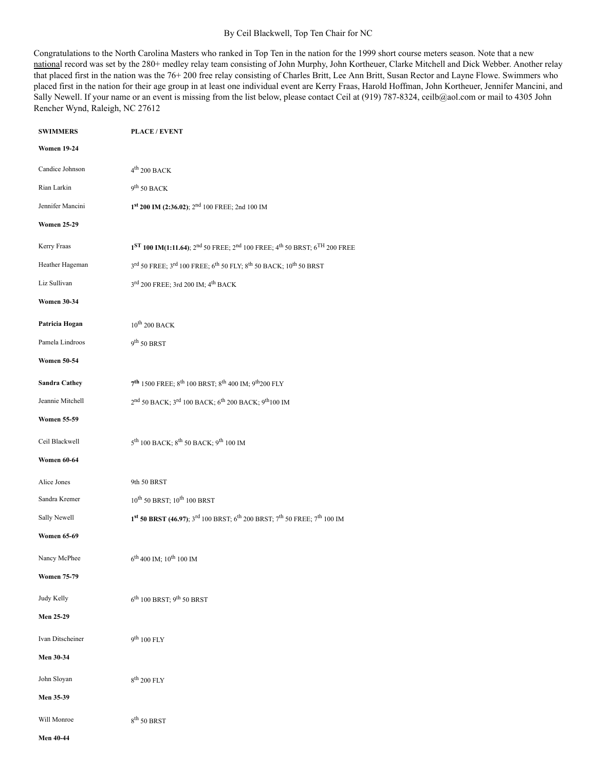By Ceil Blackwell, Top Ten Chair for NC

Congratulations to the North Carolina Masters who ranked in Top Ten in the nation for the 1999 short course meters season. Note that a new national record was set by the 280+ medley relay team consisting of John Murphy, John Kortheuer, Clarke Mitchell and Dick Webber. Another relay that placed first in the nation was the 76+ 200 free relay consisting of Charles Britt, Lee Ann Britt, Susan Rector and Layne Flowe. Swimmers who placed first in the nation for their age group in at least one individual event are Kerry Fraas, Harold Hoffman, John Kortheuer, Jennifer Mancini, and Sally Newell. If your name or an event is missing from the list below, please contact Ceil at (919) 787-8324, ceilb@aol.com or mail to 4305 John Rencher Wynd, Raleigh, NC 27612

| SWIMMERS | PLACE / EVENT |
|---|---|
| **Women 19-24** | |
| Candice Johnson | 4th 200 BACK |
| Rian Larkin | 9th 50 BACK |
| Jennifer Mancini | **1st 200 IM (2:36.02)**; 2nd 100 FREE; 2nd 100 IM |
| **Women 25-29** | |
| Kerry Fraas | **1ST 100 IM(1:11.64)**; 2nd 50 FREE; 2nd 100 FREE; 4th 50 BRST; 6TH 200 FREE |
| Heather Hageman | 3rd 50 FREE; 3rd 100 FREE; 6th 50 FLY; 8th 50 BACK; 10th 50 BRST |
| Liz Sullivan | 3rd 200 FREE; 3rd 200 IM; 4th BACK |
| **Women 30-34** | |
| **Patricia Hogan** | 10th 200 BACK |
| Pamela Lindroos | 9th 50 BRST |
| **Women 50-54** | |
| **Sandra Cathey** | **7th** 1500 FREE; 8th 100 BRST; 8th 400 IM; 9th 200 FLY |
| Jeannie Mitchell | 2nd 50 BACK; 3rd 100 BACK; 6th 200 BACK; 9th 100 IM |
| **Women 55-59** | |
| Ceil Blackwell | 5th 100 BACK; 8th 50 BACK; 9th 100 IM |
| **Women 60-64** | |
| Alice Jones | 9th 50 BRST |
| Sandra Kremer | 10th 50 BRST; 10th 100 BRST |
| Sally Newell | **1st 50 BRST (46.97)**; 3rd 100 BRST; 6th 200 BRST; 7th 50 FREE; 7th 100 IM |
| **Women 65-69** | |
| Nancy McPhee | 6th 400 IM; 10th 100 IM |
| **Women 75-79** | |
| Judy Kelly | 6th 100 BRST; 9th 50 BRST |
| **Men 25-29** | |
| Ivan Ditscheiner | 9th 100 FLY |
| **Men 30-34** | |
| John Sloyan | 8th 200 FLY |
| **Men 35-39** | |
| Will Monroe | 8th 50 BRST |
| **Men 40-44** | |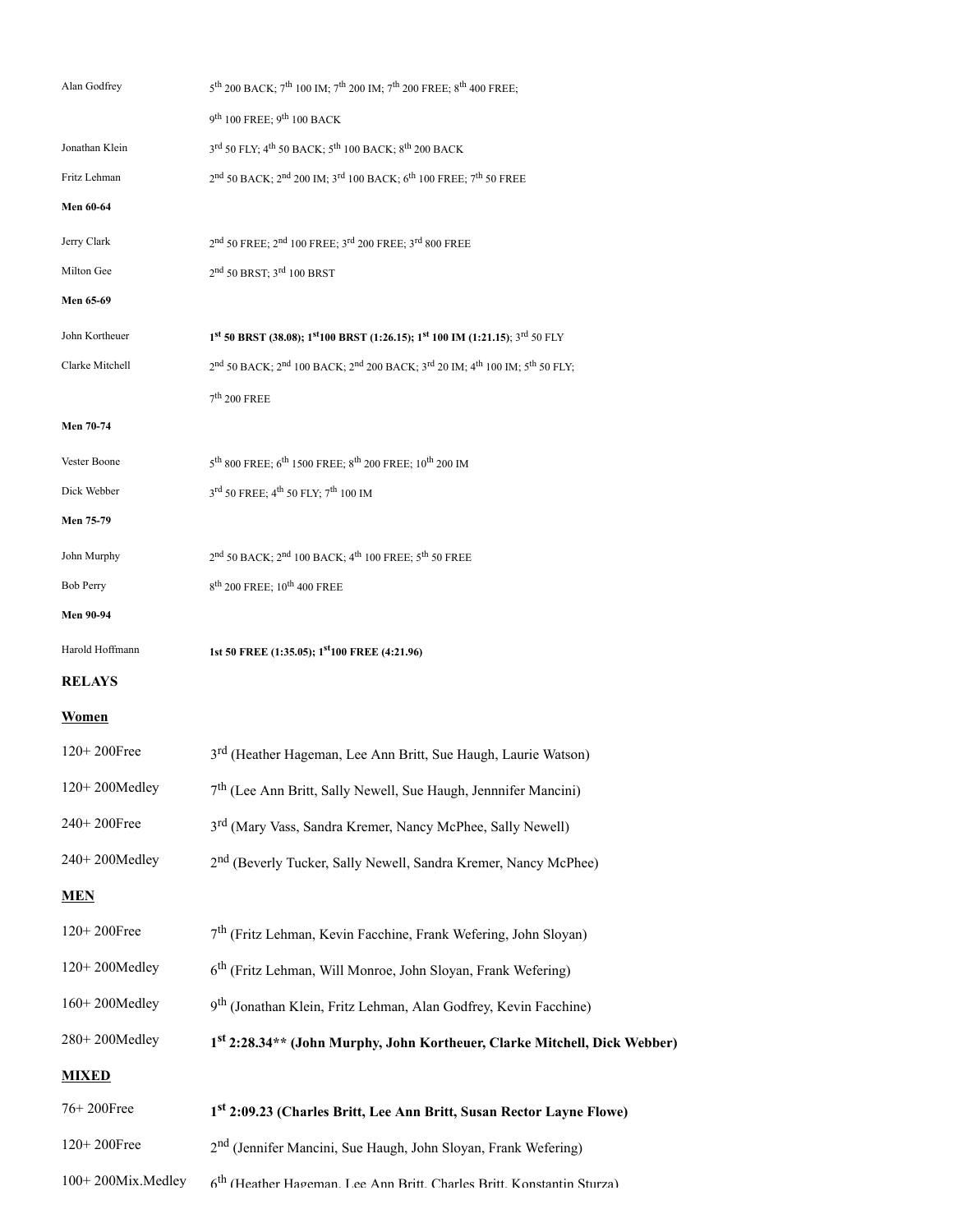| | |
|---|---|
| Alan Godfrey | 5th 200 BACK; 7th 100 IM; 7th 200 IM; 7th 200 FREE; 8th 400 FREE; |
| | 9th 100 FREE; 9th 100 BACK |
| Jonathan Klein | 3rd 50 FLY; 4th 50 BACK; 5th 100 BACK; 8th 200 BACK |
| Fritz Lehman | 2nd 50 BACK; 2nd 200 IM; 3rd 100 BACK; 6th 100 FREE; 7th 50 FREE |
| **Men 60-64** | |
| Jerry Clark | 2nd 50 FREE; 2nd 100 FREE; 3rd 200 FREE; 3rd 800 FREE |
| Milton Gee | 2nd 50 BRST; 3rd 100 BRST |
| **Men 65-69** | |
| John Kortheuer | **1st 50 BRST (38.08); 1st100 BRST (1:26.15); 1st 100 IM (1:21.15)**; 3rd 50 FLY |
| Clarke Mitchell | 2nd 50 BACK; 2nd 100 BACK; 2nd 200 BACK; 3rd 20 IM; 4th 100 IM; 5th 50 FLY; |
| | 7th 200 FREE |
| **Men 70-74** | |
| Vester Boone | 5th 800 FREE; 6th 1500 FREE; 8th 200 FREE; 10th 200 IM |
| Dick Webber | 3rd 50 FREE; 4th 50 FLY; 7th 100 IM |
| **Men 75-79** | |
| John Murphy | 2nd 50 BACK; 2nd 100 BACK; 4th 100 FREE; 5th 50 FREE |
| Bob Perry | 8th 200 FREE; 10th 400 FREE |
| **Men 90-94** | |
| Harold Hoffmann | **1st 50 FREE (1:35.05); 1st100 FREE (4:21.96)** |

## RELAYS

### Women

| | |
|---|---|
| 120+ 200Free | 3rd (Heather Hageman, Lee Ann Britt, Sue Haugh, Laurie Watson) |
| 120+ 200Medley | 7th (Lee Ann Britt, Sally Newell, Sue Haugh, Jennnifer Mancini) |
| 240+ 200Free | 3rd (Mary Vass, Sandra Kremer, Nancy McPhee, Sally Newell) |
| 240+ 200Medley | 2nd (Beverly Tucker, Sally Newell, Sandra Kremer, Nancy McPhee) |

### MEN

| | |
|---|---|
| 120+ 200Free | 7th (Fritz Lehman, Kevin Facchine, Frank Wefering, John Sloyan) |
| 120+ 200Medley | 6th (Fritz Lehman, Will Monroe, John Sloyan, Frank Wefering) |
| 160+ 200Medley | 9th (Jonathan Klein, Fritz Lehman, Alan Godfrey, Kevin Facchine) |
| 280+ 200Medley | **1st 2:28.34** (John Murphy, John Kortheuer, Clarke Mitchell, Dick Webber)** |

### MIXED

| | |
|---|---|
| 76+ 200Free | **1st 2:09.23 (Charles Britt, Lee Ann Britt, Susan Rector Layne Flowe)** |
| 120+ 200Free | 2nd (Jennifer Mancini, Sue Haugh, John Sloyan, Frank Wefering) |
| 100+ 200Mix.Medley | 6th (Heather Hageman, Lee Ann Britt, Charles Britt, Konstantin Sturza) |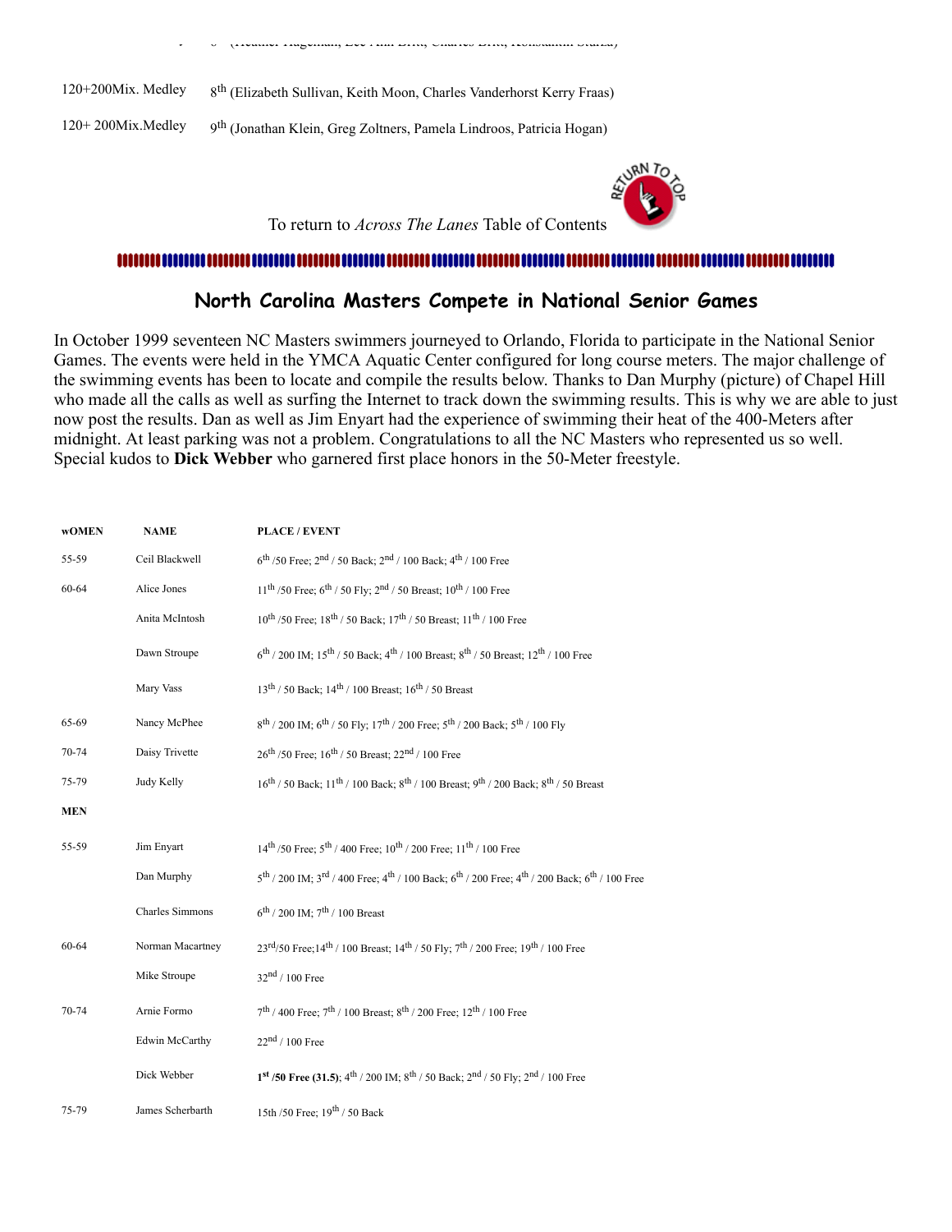| | |
|---|---|
| 120+200Mix. Medley | 8th (Elizabeth Sullivan, Keith Moon, Charles Vanderhorst Kerry Fraas) |
| 120+ 200Mix.Medley | 9th (Jonathan Klein, Greg Zoltners, Pamela Lindroos, Patricia Hogan) |

To return to *Across The Lanes* Table of Contents

## North Carolina Masters Compete in National Senior Games

In October 1999 seventeen NC Masters swimmers journeyed to Orlando, Florida to participate in the National Senior Games. The events were held in the YMCA Aquatic Center configured for long course meters. The major challenge of the swimming events has been to locate and compile the results below. Thanks to Dan Murphy (picture) of Chapel Hill who made all the calls as well as surfing the Internet to track down the swimming results. This is why we are able to just now post the results. Dan as well as Jim Enyart had the experience of swimming their heat of the 400-Meters after midnight. At least parking was not a problem. Congratulations to all the NC Masters who represented us so well. Special kudos to **Dick Webber** who garnered first place honors in the 50-Meter freestyle.

| **wOMEN** | **NAME** | **PLACE / EVENT** |
|---|---|---|
| 55-59 | Ceil Blackwell | 6th /50 Free; 2nd / 50 Back; 2nd / 100 Back; 4th / 100 Free |
| 60-64 | Alice Jones | 11th /50 Free; 6th / 50 Fly; 2nd / 50 Breast; 10th / 100 Free |
| | Anita McIntosh | 10th /50 Free; 18th / 50 Back; 17th / 50 Breast; 11th / 100 Free |
| | Dawn Stroupe | 6th / 200 IM; 15th / 50 Back; 4th / 100 Breast; 8th / 50 Breast; 12th / 100 Free |
| | Mary Vass | 13th / 50 Back; 14th / 100 Breast; 16th / 50 Breast |
| 65-69 | Nancy McPhee | 8th / 200 IM; 6th / 50 Fly; 17th / 200 Free; 5th / 200 Back; 5th / 100 Fly |
| 70-74 | Daisy Trivette | 26th /50 Free; 16th / 50 Breast; 22nd / 100 Free |
| 75-79 | Judy Kelly | 16th / 50 Back; 11th / 100 Back; 8th / 100 Breast; 9th / 200 Back; 8th / 50 Breast |
| **MEN** | | |
| 55-59 | Jim Enyart | 14th /50 Free; 5th / 400 Free; 10th / 200 Free; 11th / 100 Free |
| | Dan Murphy | 5th / 200 IM; 3rd / 400 Free; 4th / 100 Back; 6th / 200 Free; 4th / 200 Back; 6th / 100 Free |
| | Charles Simmons | 6th / 200 IM; 7th / 100 Breast |
| 60-64 | Norman Macartney | 23rd/50 Free;14th / 100 Breast; 14th / 50 Fly; 7th / 200 Free; 19th / 100 Free |
| | Mike Stroupe | 32nd / 100 Free |
| 70-74 | Arnie Formo | 7th / 400 Free; 7th / 100 Breast; 8th / 200 Free; 12th / 100 Free |
| | Edwin McCarthy | 22nd / 100 Free |
| | Dick Webber | **1st /50 Free (31.5)**; 4th / 200 IM; 8th / 50 Back; 2nd / 50 Fly; 2nd / 100 Free |
| 75-79 | James Scherbarth | 15th /50 Free; 19th / 50 Back |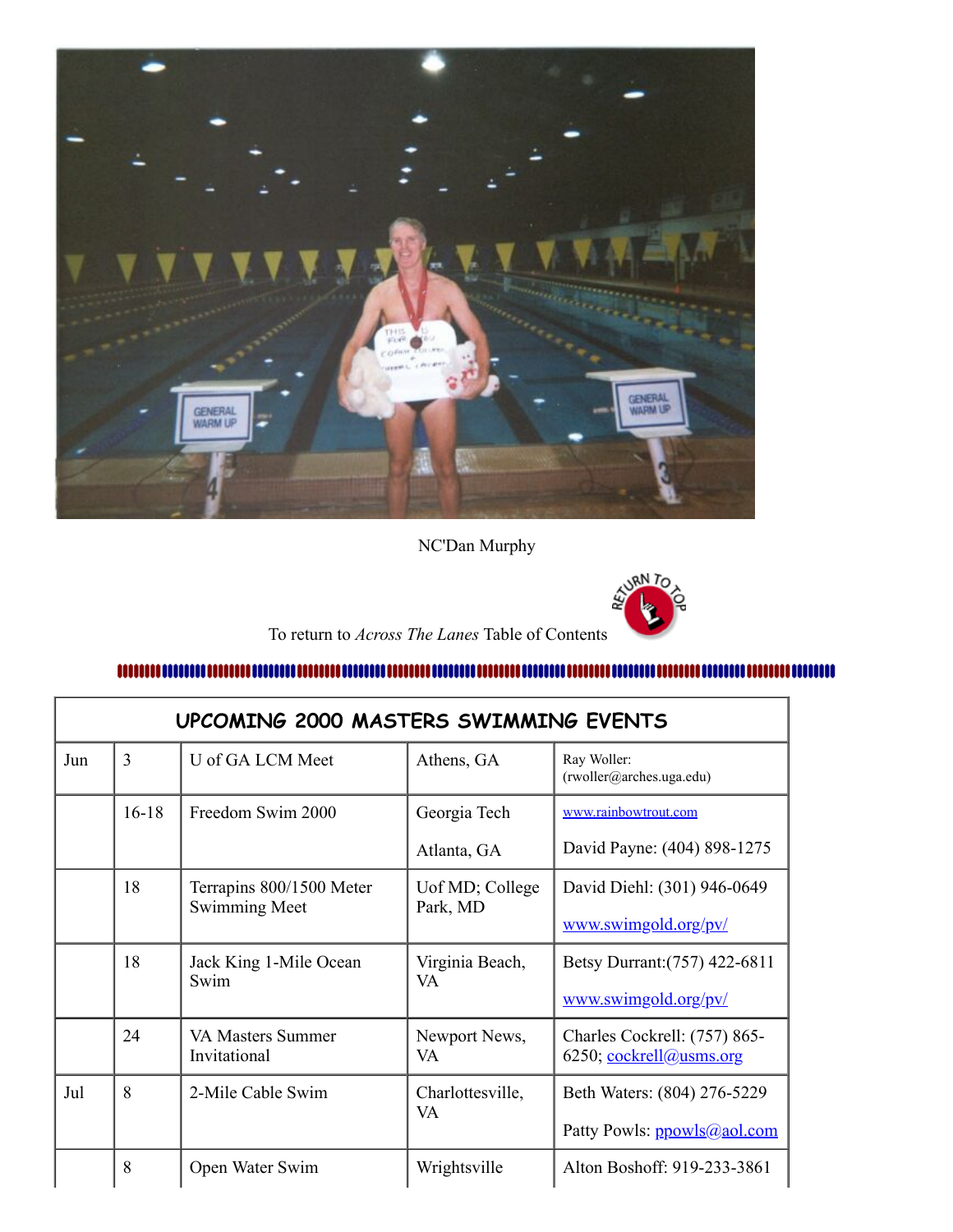NC'Dan Murphy

To return to *Across The Lanes* Table of Contents

| UPCOMING 2000 MASTERS SWIMMING EVENTS | | | | |
|---|---|---|---|---|
| Jun | 3 | U of GA LCM Meet | Athens, GA | Ray Woller: (rwoller@arches.uga.edu) |
| | 16-18 | Freedom Swim 2000 | Georgia Tech<br><br>Atlanta, GA | www.rainbowtrout.com<br><br>David Payne: (404) 898-1275 |
| | 18 | Terrapins 800/1500 Meter Swimming Meet | Uof MD; College Park, MD | David Diehl: (301) 946-0649<br><br>www.swimgold.org/pv/ |
| | 18 | Jack King 1-Mile Ocean Swim | Virginia Beach, VA | Betsy Durrant:(757) 422-6811<br><br>www.swimgold.org/pv/ |
| | 24 | VA Masters Summer Invitational | Newport News, VA | Charles Cockrell: (757) 865-6250; cockrell@usms.org |
| Jul | 8 | 2-Mile Cable Swim | Charlottesville, VA | Beth Waters: (804) 276-5229<br><br>Patty Powls: ppowls@aol.com |
| | 8 | Open Water Swim | Wrightsville | Alton Boshoff: 919-233-3861 |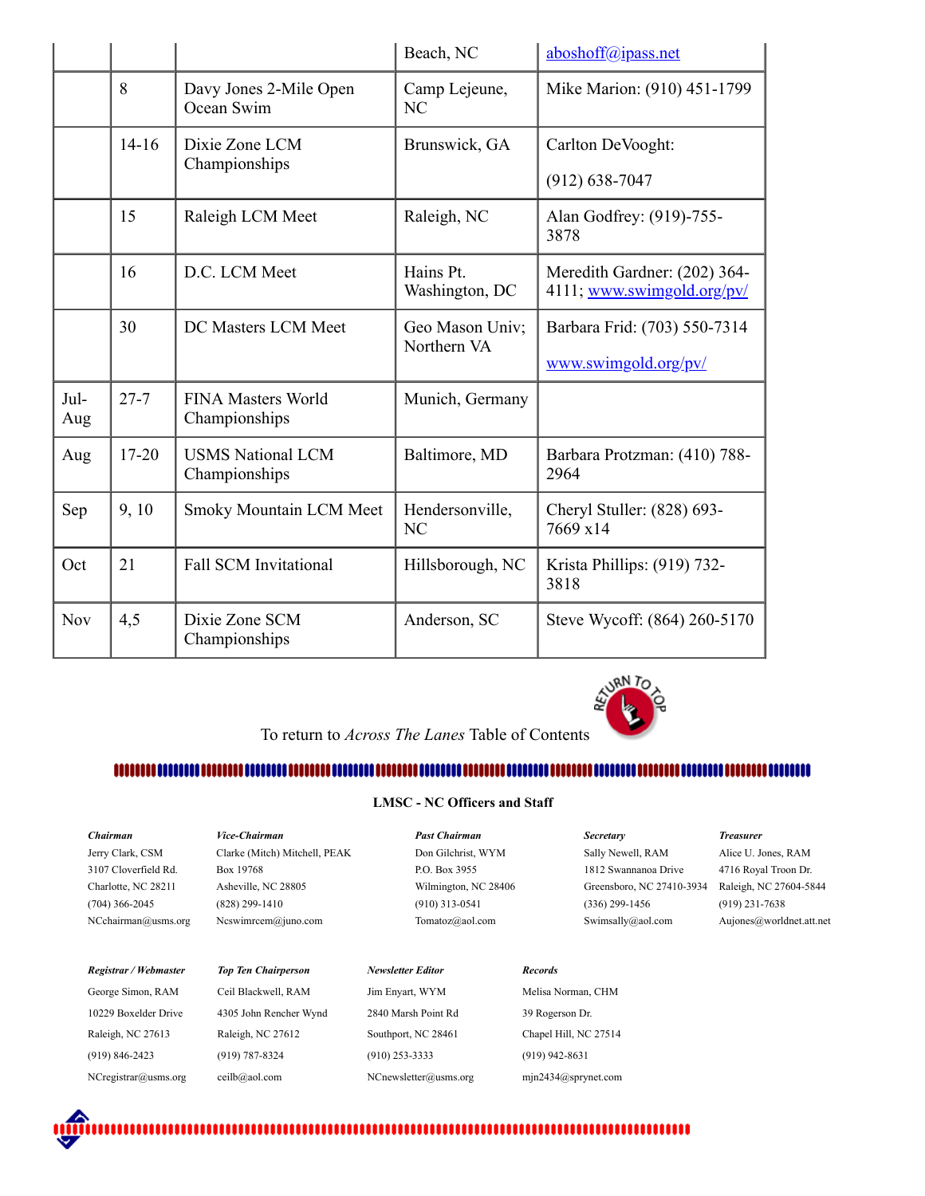| | | | Beach, NC | aboshoff@ipass.net |
|---|---|---|---|---|
| | 8 | Davy Jones 2-Mile Open Ocean Swim | Camp Lejeune, NC | Mike Marion: (910) 451-1799 |
| | 14-16 | Dixie Zone LCM Championships | Brunswick, GA | Carlton DeVooght: (912) 638-7047 |
| | 15 | Raleigh LCM Meet | Raleigh, NC | Alan Godfrey: (919)-755-3878 |
| | 16 | D.C. LCM Meet | Hains Pt. Washington, DC | Meredith Gardner: (202) 364-4111; www.swimgold.org/pv/ |
| | 30 | DC Masters LCM Meet | Geo Mason Univ; Northern VA | Barbara Frid: (703) 550-7314 www.swimgold.org/pv/ |
| Jul-Aug | 27-7 | FINA Masters World Championships | Munich, Germany | |
| Aug | 17-20 | USMS National LCM Championships | Baltimore, MD | Barbara Protzman: (410) 788-2964 |
| Sep | 9, 10 | Smoky Mountain LCM Meet | Hendersonville, NC | Cheryl Stuller: (828) 693-7669 x14 |
| Oct | 21 | Fall SCM Invitational | Hillsborough, NC | Krista Phillips: (919) 732-3818 |
| Nov | 4,5 | Dixie Zone SCM Championships | Anderson, SC | Steve Wycoff: (864) 260-5170 |

To return to *Across The Lanes* Table of Contents

**LMSC - NC Officers and Staff**

***Chairman***
Jerry Clark, CSM
3107 Cloverfield Rd.
Charlotte, NC 28211
(704) 366-2045
NCchairman@usms.org

***Vice-Chairman***
Clarke (Mitch) Mitchell, PEAK
Box 19768
Asheville, NC 28805
(828) 299-1410
Ncswimrcem@juno.com

***Past Chairman***
Don Gilchrist, WYM
P.O. Box 3955
Wilmington, NC 28406
(910) 313-0541
Tomatoz@aol.com

***Secretary***
Sally Newell, RAM
1812 Swannanoa Drive
Greensboro, NC 27410-3934
(336) 299-1456
Swimsally@aol.com

***Treasurer***
Alice U. Jones, RAM
4716 Royal Troon Dr.
Raleigh, NC 27604-5844
(919) 231-7638
Aujones@worldnet.att.net

***Registrar / Webmaster***
George Simon, RAM
10229 Boxelder Drive
Raleigh, NC 27613
(919) 846-2423
NCregistrar@usms.org

***Top Ten Chairperson***
Ceil Blackwell, RAM
4305 John Rencher Wynd
Raleigh, NC 27612
(919) 787-8324
ceilb@aol.com

***Newsletter Editor***
Jim Enyart, WYM
2840 Marsh Point Rd
Southport, NC 28461
(910) 253-3333
NCnewsletter@usms.org

***Records***
Melisa Norman, CHM
39 Rogerson Dr.
Chapel Hill, NC 27514
(919) 942-8631
mjn2434@sprynet.com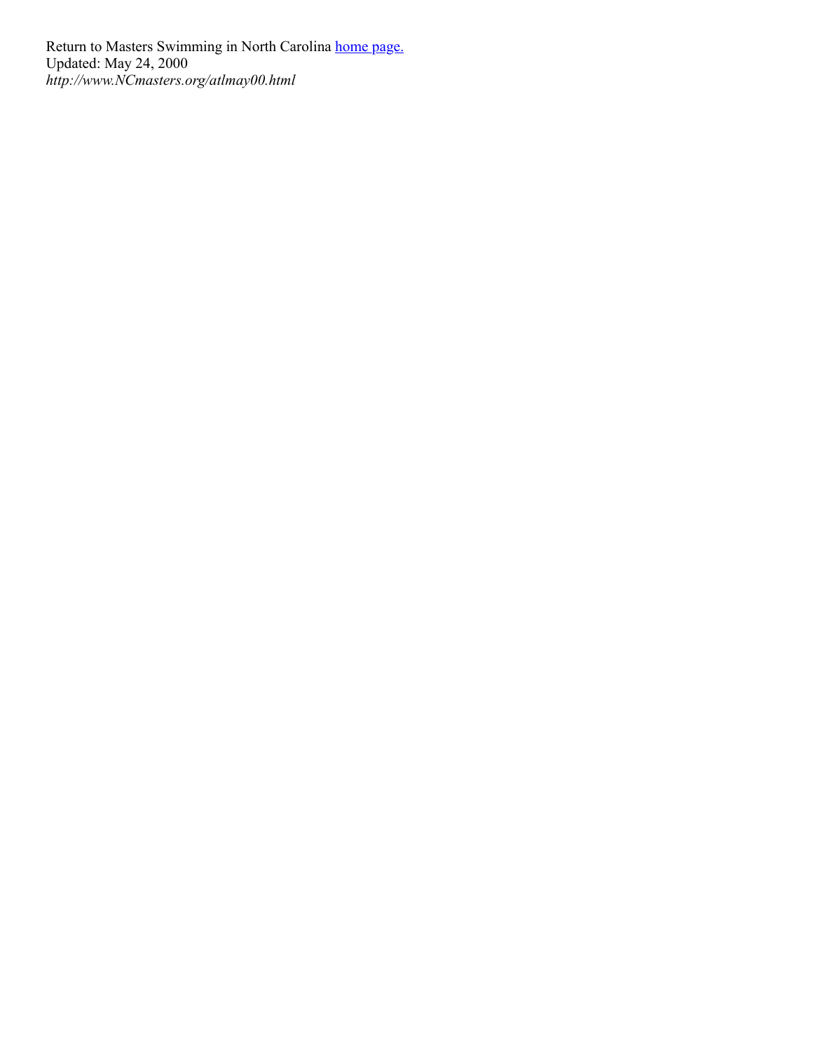Return to Masters Swimming in North Carolina home page.
Updated: May 24, 2000
*http://www.NCmasters.org/atlmay00.html*